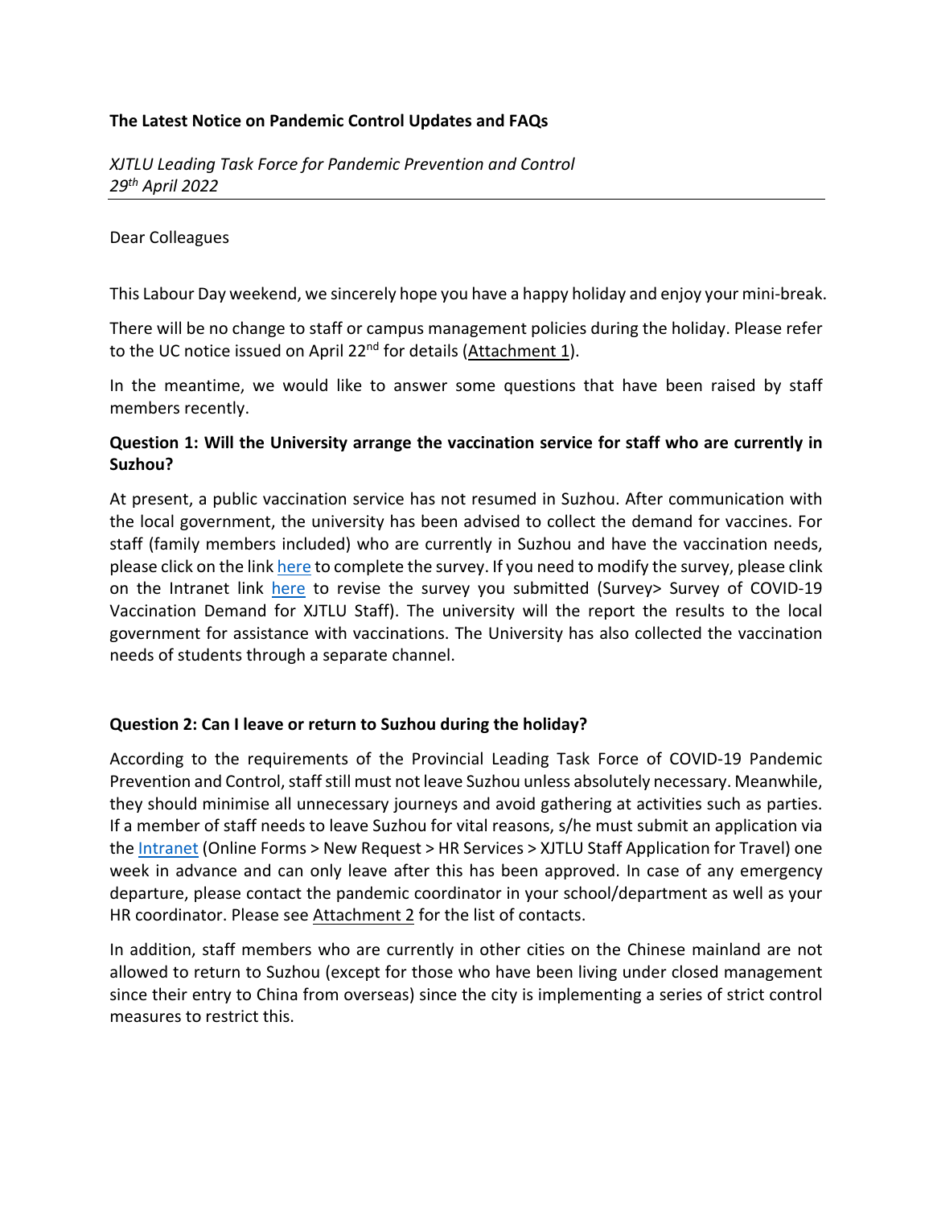**The Latest Notice on Pandemic Control Updates and FAQs**

*XJTLU Leading Task Force for Pandemic Prevention and Control*
*29th April 2022*

---

Dear Colleagues

This Labour Day weekend, we sincerely hope you have a happy holiday and enjoy your mini-break.

There will be no change to staff or campus management policies during the holiday. Please refer to the UC notice issued on April 22nd for details (Attachment 1).

In the meantime, we would like to answer some questions that have been raised by staff members recently.

**Question 1: Will the University arrange the vaccination service for staff who are currently in Suzhou?**

At present, a public vaccination service has not resumed in Suzhou. After communication with the local government, the university has been advised to collect the demand for vaccines. For staff (family members included) who are currently in Suzhou and have the vaccination needs, please click on the link here to complete the survey. If you need to modify the survey, please clink on the Intranet link here to revise the survey you submitted (Survey> Survey of COVID-19 Vaccination Demand for XJTLU Staff). The university will the report the results to the local government for assistance with vaccinations. The University has also collected the vaccination needs of students through a separate channel.

**Question 2: Can I leave or return to Suzhou during the holiday?**

According to the requirements of the Provincial Leading Task Force of COVID-19 Pandemic Prevention and Control, staff still must not leave Suzhou unless absolutely necessary. Meanwhile, they should minimise all unnecessary journeys and avoid gathering at activities such as parties. If a member of staff needs to leave Suzhou for vital reasons, s/he must submit an application via the Intranet (Online Forms > New Request > HR Services > XJTLU Staff Application for Travel) one week in advance and can only leave after this has been approved. In case of any emergency departure, please contact the pandemic coordinator in your school/department as well as your HR coordinator. Please see Attachment 2 for the list of contacts.

In addition, staff members who are currently in other cities on the Chinese mainland are not allowed to return to Suzhou (except for those who have been living under closed management since their entry to China from overseas) since the city is implementing a series of strict control measures to restrict this.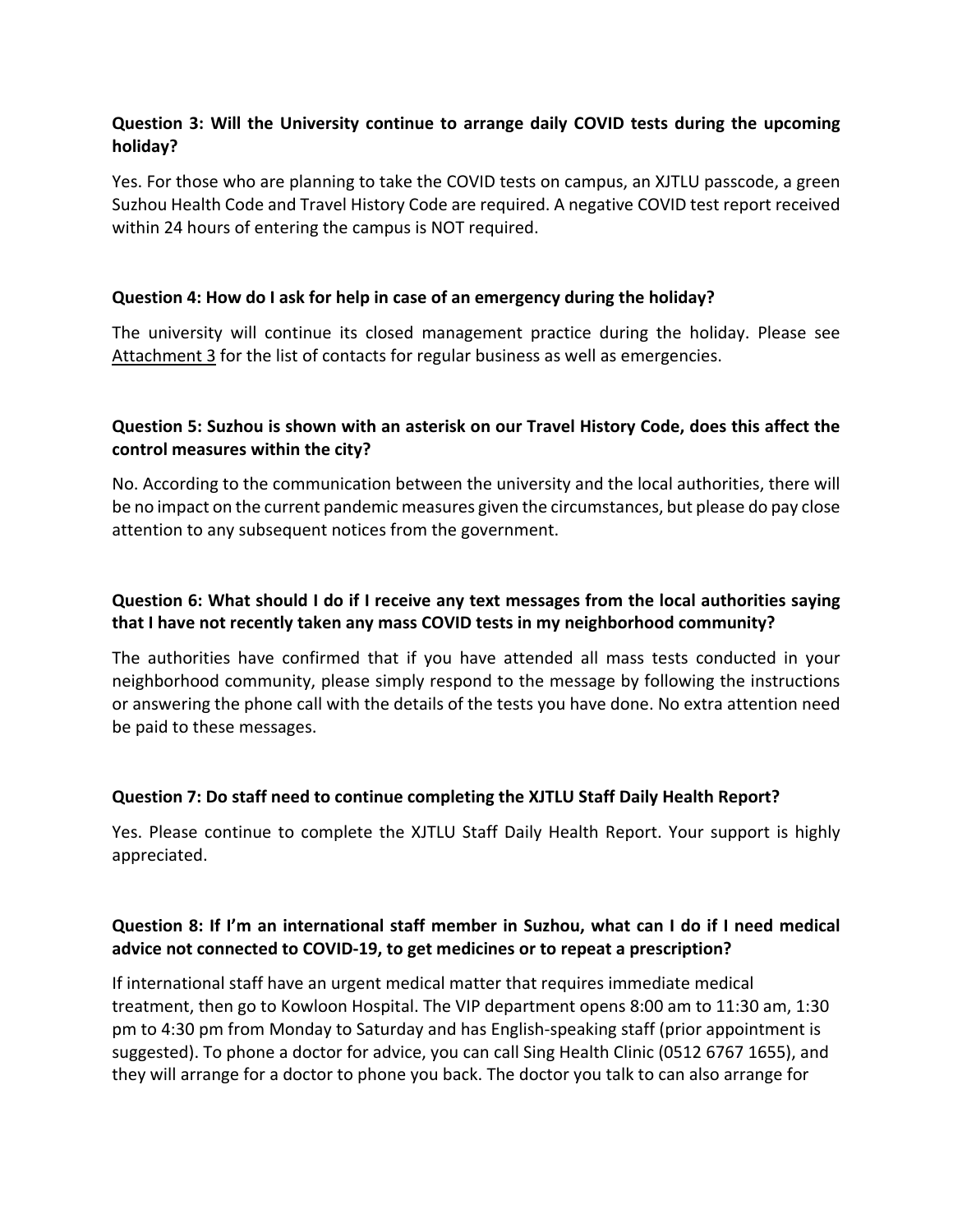**Question 3: Will the University continue to arrange daily COVID tests during the upcoming holiday?**

Yes. For those who are planning to take the COVID tests on campus, an XJTLU passcode, a green Suzhou Health Code and Travel History Code are required. A negative COVID test report received within 24 hours of entering the campus is NOT required.

**Question 4: How do I ask for help in case of an emergency during the holiday?**

The university will continue its closed management practice during the holiday. Please see Attachment 3 for the list of contacts for regular business as well as emergencies.

**Question 5: Suzhou is shown with an asterisk on our Travel History Code, does this affect the control measures within the city?**

No. According to the communication between the university and the local authorities, there will be no impact on the current pandemic measures given the circumstances, but please do pay close attention to any subsequent notices from the government.

**Question 6: What should I do if I receive any text messages from the local authorities saying that I have not recently taken any mass COVID tests in my neighborhood community?**

The authorities have confirmed that if you have attended all mass tests conducted in your neighborhood community, please simply respond to the message by following the instructions or answering the phone call with the details of the tests you have done. No extra attention need be paid to these messages.

**Question 7: Do staff need to continue completing the XJTLU Staff Daily Health Report?**

Yes. Please continue to complete the XJTLU Staff Daily Health Report. Your support is highly appreciated.

**Question 8: If I'm an international staff member in Suzhou, what can I do if I need medical advice not connected to COVID-19, to get medicines or to repeat a prescription?**

If international staff have an urgent medical matter that requires immediate medical treatment, then go to Kowloon Hospital. The VIP department opens 8:00 am to 11:30 am, 1:30 pm to 4:30 pm from Monday to Saturday and has English-speaking staff (prior appointment is suggested). To phone a doctor for advice, you can call Sing Health Clinic (0512 6767 1655), and they will arrange for a doctor to phone you back. The doctor you talk to can also arrange for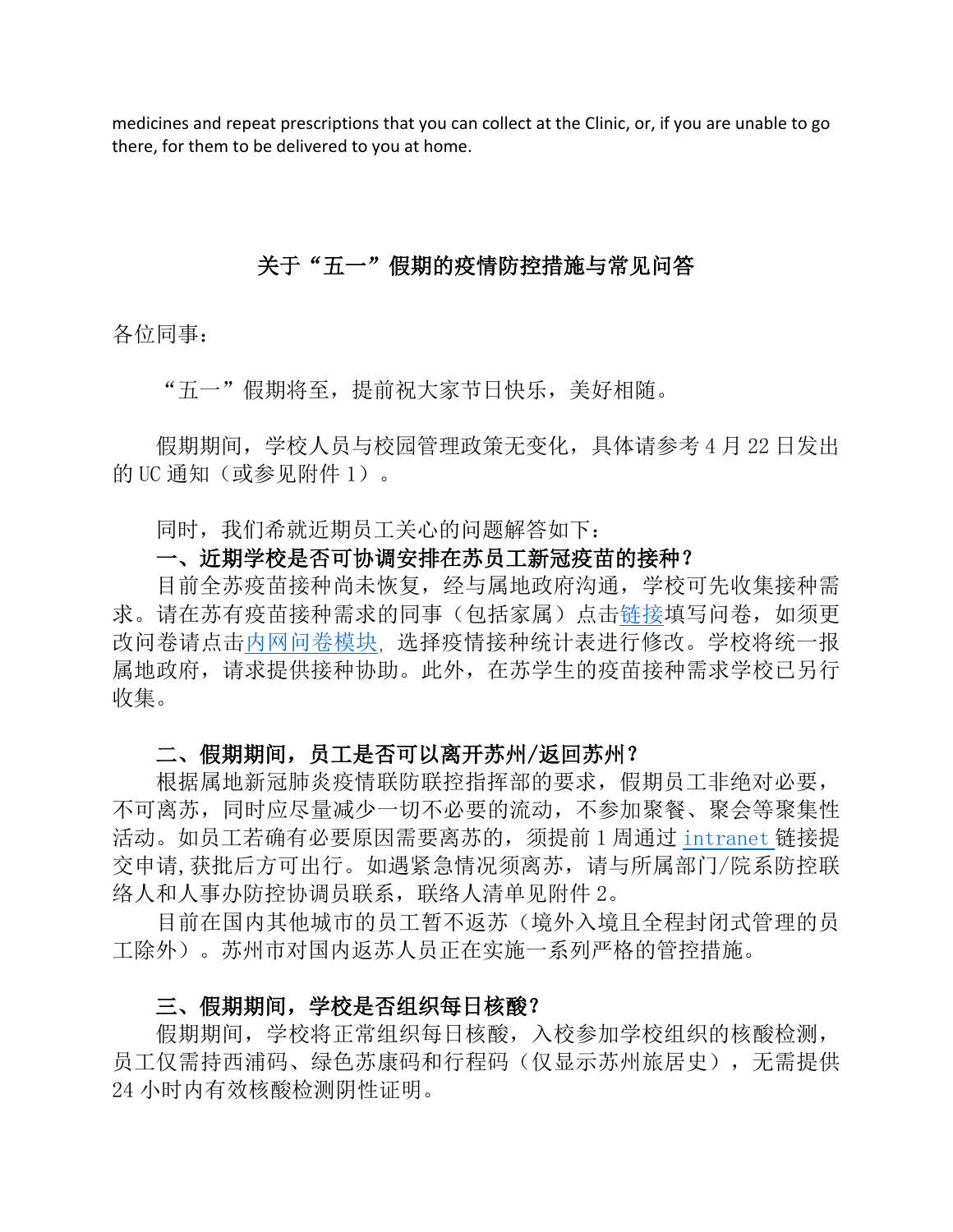medicines and repeat prescriptions that you can collect at the Clinic, or, if you are unable to go there, for them to be delivered to you at home.

## 关于“五一”假期的疫情防控措施与常见问答

各位同事：

“五一”假期将至，提前祝大家节日快乐，美好相随。

假期期间，学校人员与校园管理政策无变化，具体请参考 4 月 22 日发出的 UC 通知（或参见附件 1）。

同时，我们希就近期员工关心的问题解答如下：

**一、近期学校是否可协调安排在苏员工新冠疫苗的接种？**

目前全苏疫苗接种尚未恢复，经与属地政府沟通，学校可先收集接种需求。请在苏有疫苗接种需求的同事（包括家属）点击链接填写问卷，如须更改问卷请点击内网问卷模块，选择疫情接种统计表进行修改。学校将统一报属地政府，请求提供接种协助。此外，在苏学生的疫苗接种需求学校已另行收集。

**二、假期期间，员工是否可以离开苏州/返回苏州？**

根据属地新冠肺炎疫情联防联控指挥部的要求，假期员工非绝对必要，不可离苏，同时应尽量减少一切不必要的流动，不参加聚餐、聚会等聚集性活动。如员工若确有必要原因需要离苏的，须提前 1 周通过 intranet 链接提交申请，获批后方可出行。如遇紧急情况须离苏，请与所属部门/院系防控联络人和人事办防控协调员联系，联络人清单见附件 2。

目前在国内其他城市的员工暂不返苏（境外入境且全程封闭式管理的员工除外）。苏州市对国内返苏人员正在实施一系列严格的管控措施。

**三、假期期间，学校是否组织每日核酸？**

假期期间，学校将正常组织每日核酸，入校参加学校组织的核酸检测，员工仅需持西浦码、绿色苏康码和行程码（仅显示苏州旅居史），无需提供 24 小时内有效核酸检测阴性证明。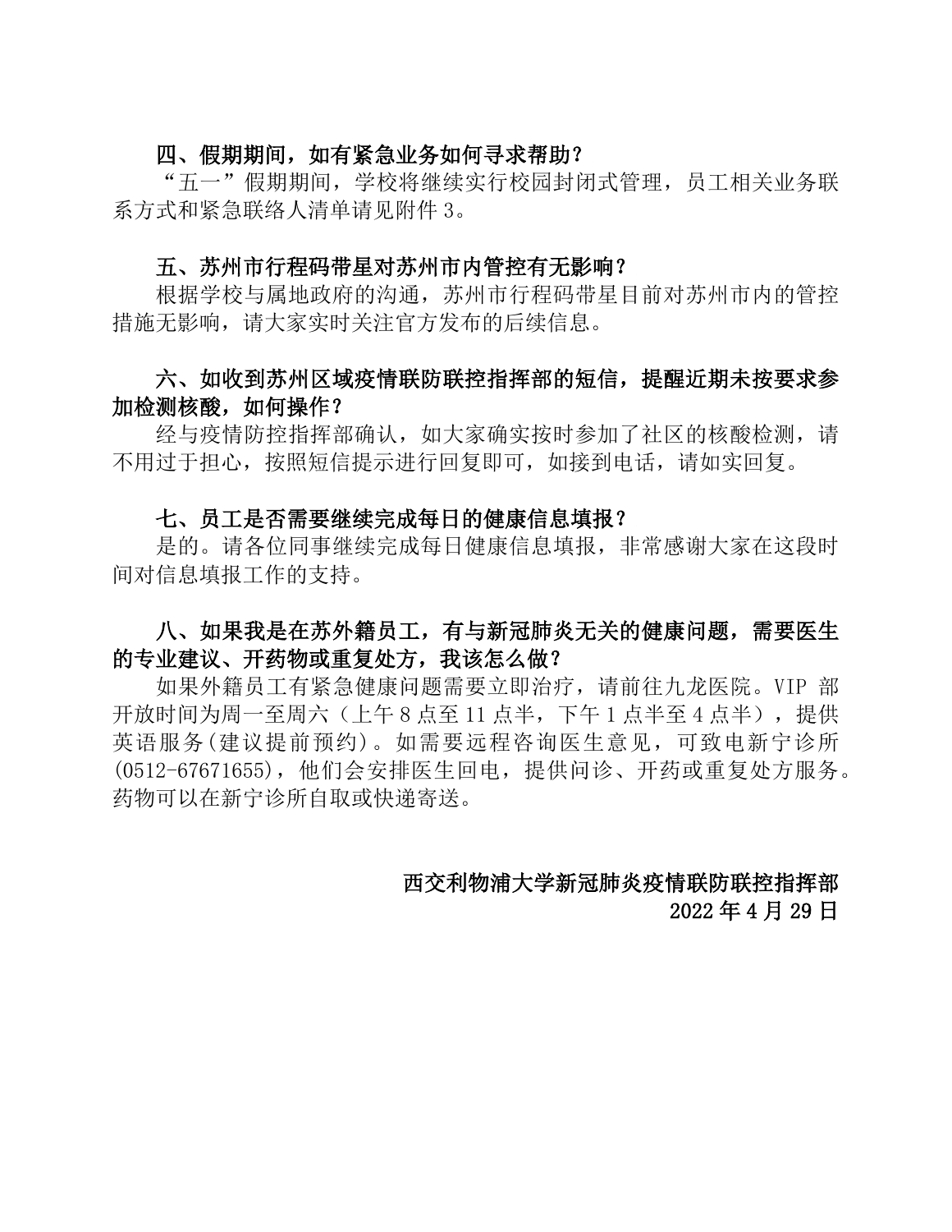**四、假期期间，如有紧急业务如何寻求帮助？**

“五一”假期期间，学校将继续实行校园封闭式管理，员工相关业务联系方式和紧急联络人清单请见附件 3。

**五、苏州市行程码带星对苏州市内管控有无影响？**

根据学校与属地政府的沟通，苏州市行程码带星目前对苏州市内的管控措施无影响，请大家实时关注官方发布的后续信息。

**六、如收到苏州区域疫情联防联控指挥部的短信，提醒近期未按要求参加检测核酸，如何操作？**

经与疫情防控指挥部确认，如大家确实按时参加了社区的核酸检测，请不用过于担心，按照短信提示进行回复即可，如接到电话，请如实回复。

**七、员工是否需要继续完成每日的健康信息填报？**

是的。请各位同事继续完成每日健康信息填报，非常感谢大家在这段时间对信息填报工作的支持。

**八、如果我是在苏外籍员工，有与新冠肺炎无关的健康问题，需要医生的专业建议、开药物或重复处方，我该怎么做？**

如果外籍员工有紧急健康问题需要立即治疗，请前往九龙医院。VIP 部开放时间为周一至周六（上午 8 点至 11 点半，下午 1 点半至 4 点半），提供英语服务(建议提前预约)。如需要远程咨询医生意见，可致电新宁诊所(0512-67671655)，他们会安排医生回电，提供问诊、开药或重复处方服务。药物可以在新宁诊所自取或快递寄送。

西交利物浦大学新冠肺炎疫情联防联控指挥部

2022 年 4 月 29 日